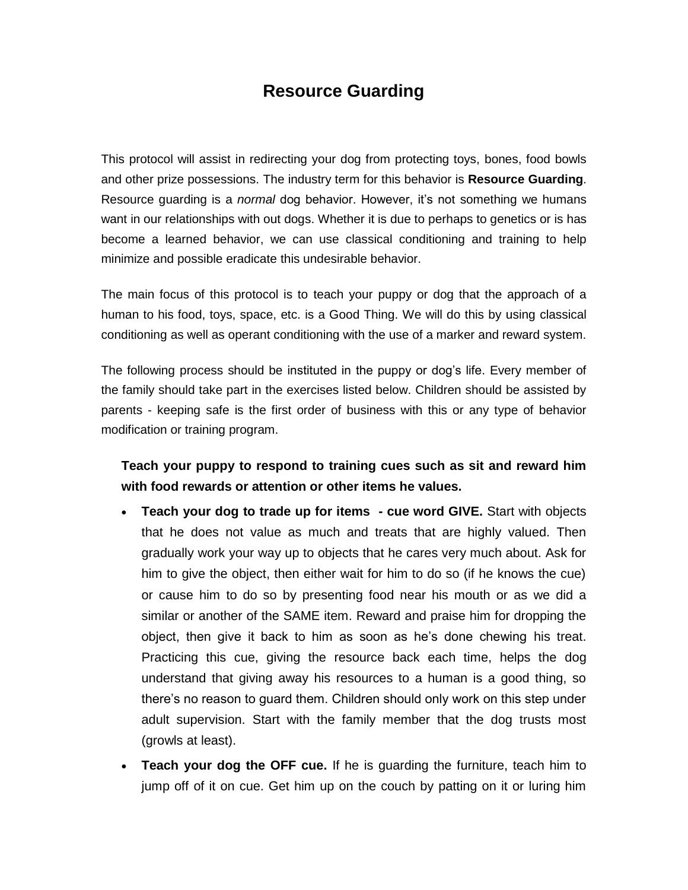# Resource Guarding

This protocol will assist in redirecting your dog from protecting toys, bones, food bowls and other prize possessions. The industry term for this behavior is **Resource Guarding**. Resource guarding is a *normal* dog behavior. However, it's not something we humans want in our relationships with out dogs. Whether it is due to perhaps to genetics or is has become a learned behavior, we can use classical conditioning and training to help minimize and possible eradicate this undesirable behavior.

The main focus of this protocol is to teach your puppy or dog that the approach of a human to his food, toys, space, etc. is a Good Thing. We will do this by using classical conditioning as well as operant conditioning with the use of a marker and reward system.

The following process should be instituted in the puppy or dog's life. Every member of the family should take part in the exercises listed below. Children should be assisted by parents - keeping safe is the first order of business with this or any type of behavior modification or training program.

**Teach your puppy to respond to training cues such as sit and reward him with food rewards or attention or other items he values.**

- **Teach your dog to trade up for items - cue word GIVE.** Start with objects that he does not value as much and treats that are highly valued. Then gradually work your way up to objects that he cares very much about. Ask for him to give the object, then either wait for him to do so (if he knows the cue) or cause him to do so by presenting food near his mouth or as we did a similar or another of the SAME item. Reward and praise him for dropping the object, then give it back to him as soon as he's done chewing his treat. Practicing this cue, giving the resource back each time, helps the dog understand that giving away his resources to a human is a good thing, so there's no reason to guard them. Children should only work on this step under adult supervision. Start with the family member that the dog trusts most (growls at least).
- **Teach your dog the OFF cue.** If he is guarding the furniture, teach him to jump off of it on cue. Get him up on the couch by patting on it or luring him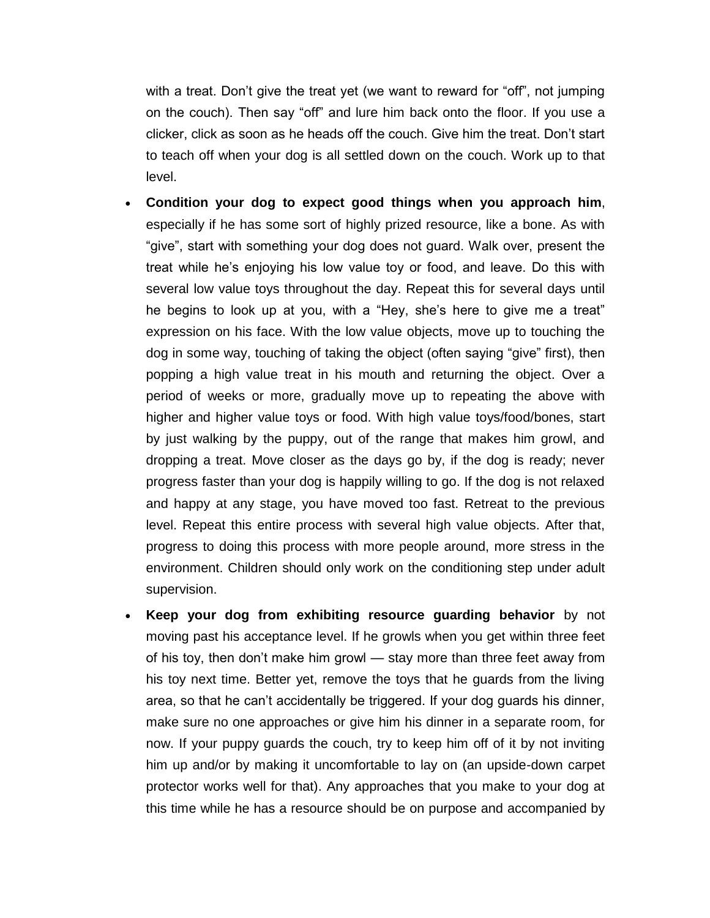with a treat. Don’t give the treat yet (we want to reward for “off”, not jumping on the couch). Then say “off” and lure him back onto the floor. If you use a clicker, click as soon as he heads off the couch. Give him the treat. Don’t start to teach off when your dog is all settled down on the couch. Work up to that level.

- **Condition your dog to expect good things when you approach him**, especially if he has some sort of highly prized resource, like a bone. As with “give”, start with something your dog does not guard. Walk over, present the treat while he’s enjoying his low value toy or food, and leave. Do this with several low value toys throughout the day. Repeat this for several days until he begins to look up at you, with a “Hey, she’s here to give me a treat” expression on his face. With the low value objects, move up to touching the dog in some way, touching of taking the object (often saying “give” first), then popping a high value treat in his mouth and returning the object. Over a period of weeks or more, gradually move up to repeating the above with higher and higher value toys or food. With high value toys/food/bones, start by just walking by the puppy, out of the range that makes him growl, and dropping a treat. Move closer as the days go by, if the dog is ready; never progress faster than your dog is happily willing to go. If the dog is not relaxed and happy at any stage, you have moved too fast. Retreat to the previous level. Repeat this entire process with several high value objects. After that, progress to doing this process with more people around, more stress in the environment. Children should only work on the conditioning step under adult supervision.
- **Keep your dog from exhibiting resource guarding behavior** by not moving past his acceptance level. If he growls when you get within three feet of his toy, then don’t make him growl — stay more than three feet away from his toy next time. Better yet, remove the toys that he guards from the living area, so that he can’t accidentally be triggered. If your dog guards his dinner, make sure no one approaches or give him his dinner in a separate room, for now. If your puppy guards the couch, try to keep him off of it by not inviting him up and/or by making it uncomfortable to lay on (an upside-down carpet protector works well for that). Any approaches that you make to your dog at this time while he has a resource should be on purpose and accompanied by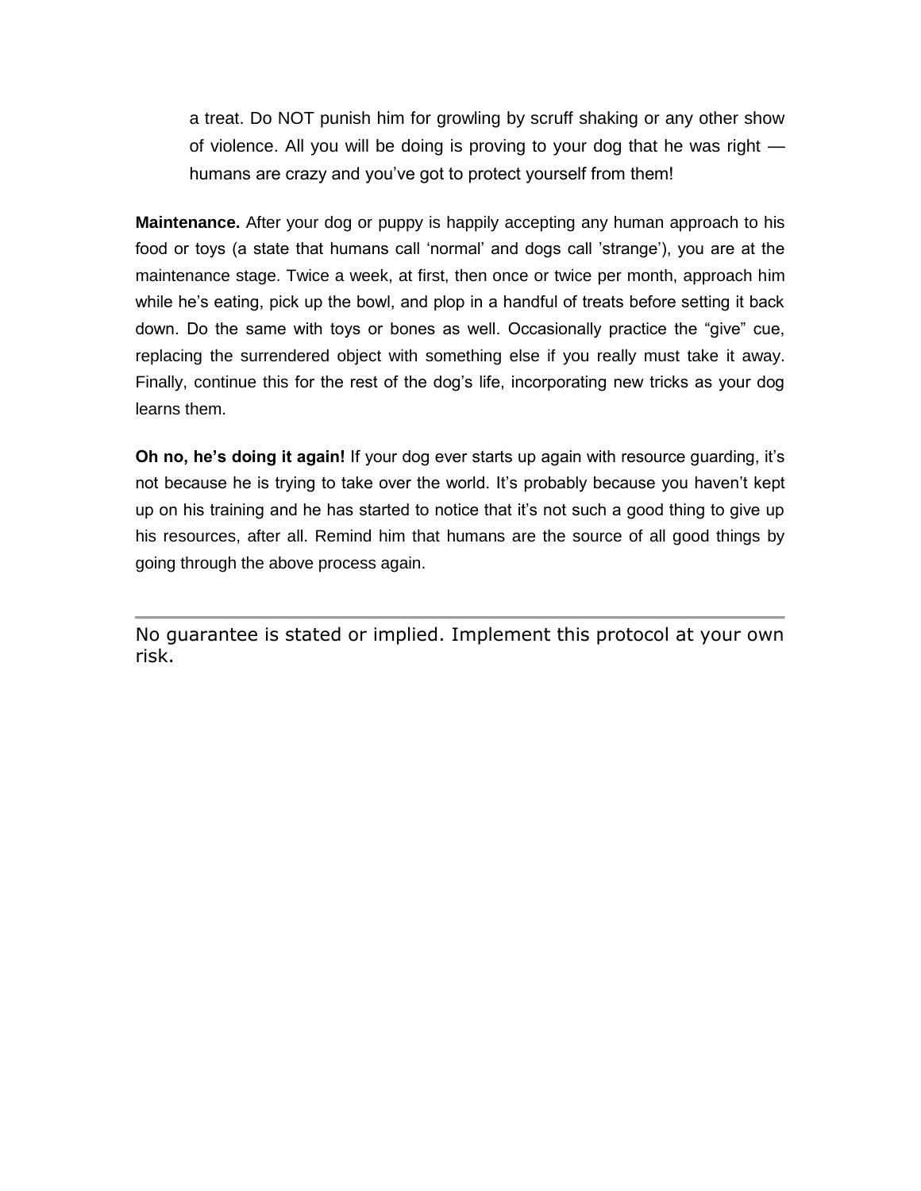a treat. Do NOT punish him for growling by scruff shaking or any other show of violence. All you will be doing is proving to your dog that he was right — humans are crazy and you've got to protect yourself from them!

**Maintenance.** After your dog or puppy is happily accepting any human approach to his food or toys (a state that humans call 'normal' and dogs call 'strange'), you are at the maintenance stage. Twice a week, at first, then once or twice per month, approach him while he's eating, pick up the bowl, and plop in a handful of treats before setting it back down. Do the same with toys or bones as well. Occasionally practice the "give" cue, replacing the surrendered object with something else if you really must take it away. Finally, continue this for the rest of the dog's life, incorporating new tricks as your dog learns them.

**Oh no, he's doing it again!** If your dog ever starts up again with resource guarding, it's not because he is trying to take over the world. It's probably because you haven't kept up on his training and he has started to notice that it's not such a good thing to give up his resources, after all. Remind him that humans are the source of all good things by going through the above process again.

---

No guarantee is stated or implied. Implement this protocol at your own risk.